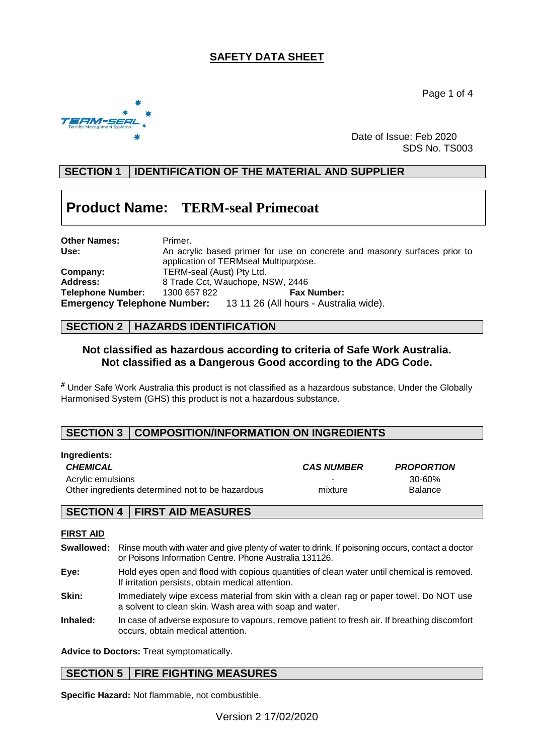# SAFETY DATA SHEET

Date of Issue: Feb 2020
SDS No. TS003

## SECTION 1 IDENTIFICATION OF THE MATERIAL AND SUPPLIER

**Product Name: TERM-seal Primecoat**

**Other Names:** Primer.
**Use:** An acrylic based primer for use on concrete and masonry surfaces prior to application of TERMseal Multipurpose.
**Company:** TERM-seal (Aust) Pty Ltd.
**Address:** 8 Trade Cct, Wauchope, NSW, 2446
**Telephone Number:** 1300 657 822 **Fax Number:**
**Emergency Telephone Number:** 13 11 26 (All hours - Australia wide).

## SECTION 2 HAZARDS IDENTIFICATION

**Not classified as hazardous according to criteria of Safe Work Australia.**
**Not classified as a Dangerous Good according to the ADG Code.**

# Under Safe Work Australia this product is not classified as a hazardous substance. Under the Globally Harmonised System (GHS) this product is not a hazardous substance.

## SECTION 3 COMPOSITION/INFORMATION ON INGREDIENTS

**Ingredients:**

| *CHEMICAL* | *CAS NUMBER* | *PROPORTION* |
|---|---|---|
| Acrylic emulsions | - | 30-60% |
| Other ingredients determined not to be hazardous | mixture | Balance |

## SECTION 4 FIRST AID MEASURES

**FIRST AID**

**Swallowed:** Rinse mouth with water and give plenty of water to drink. If poisoning occurs, contact a doctor or Poisons Information Centre. Phone Australia 131126.

**Eye:** Hold eyes open and flood with copious quantities of clean water until chemical is removed. If irritation persists, obtain medical attention.

**Skin:** Immediately wipe excess material from skin with a clean rag or paper towel. Do NOT use a solvent to clean skin. Wash area with soap and water.

**Inhaled:** In case of adverse exposure to vapours, remove patient to fresh air. If breathing discomfort occurs, obtain medical attention.

**Advice to Doctors:** Treat symptomatically.

## SECTION 5 FIRE FIGHTING MEASURES

**Specific Hazard:** Not flammable, not combustible.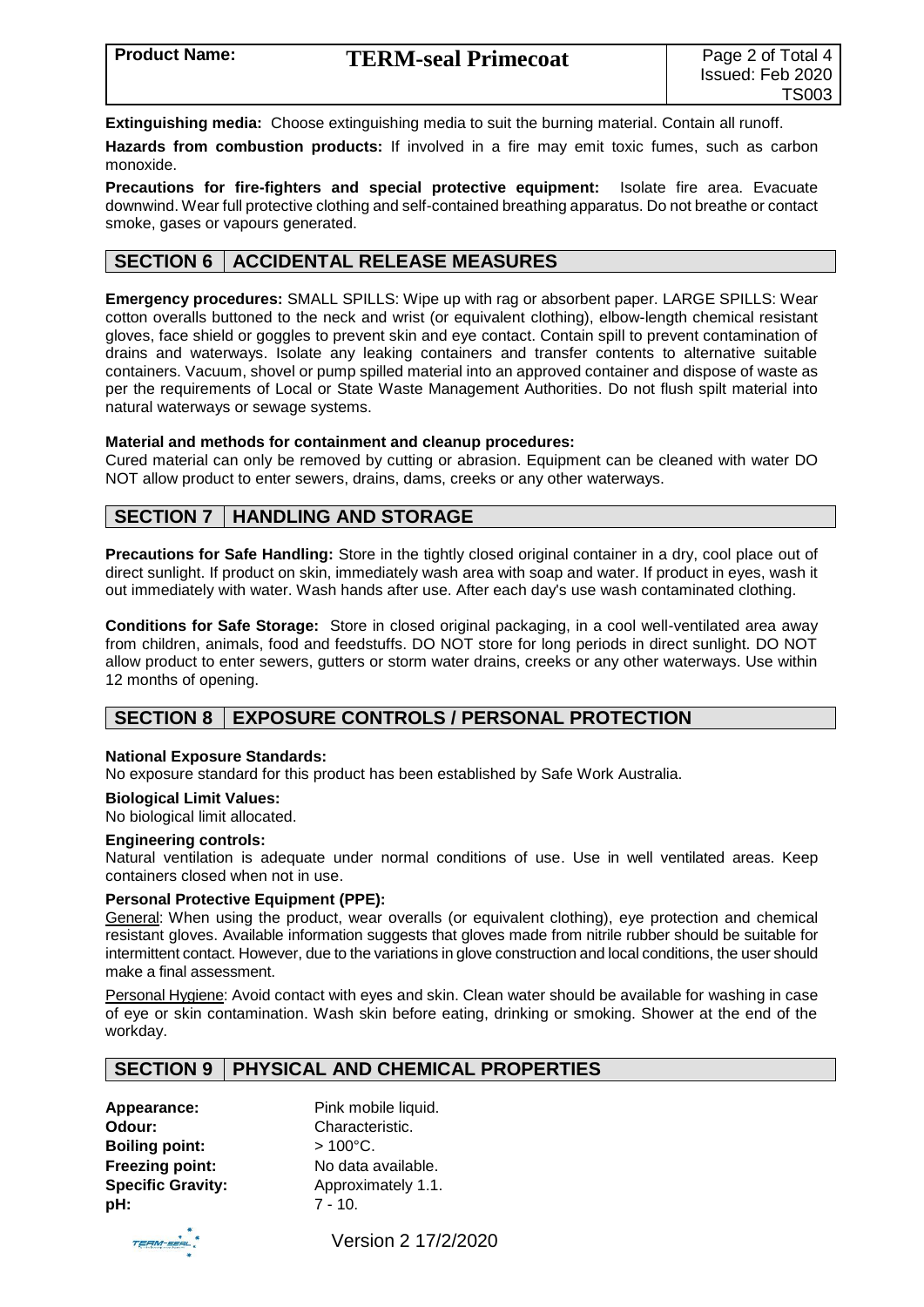**Extinguishing media:** Choose extinguishing media to suit the burning material. Contain all runoff.

**Hazards from combustion products:** If involved in a fire may emit toxic fumes, such as carbon monoxide.

**Precautions for fire-fighters and special protective equipment:** Isolate fire area. Evacuate downwind. Wear full protective clothing and self-contained breathing apparatus. Do not breathe or contact smoke, gases or vapours generated.

## SECTION 6 ACCIDENTAL RELEASE MEASURES

**Emergency procedures:** SMALL SPILLS: Wipe up with rag or absorbent paper. LARGE SPILLS: Wear cotton overalls buttoned to the neck and wrist (or equivalent clothing), elbow-length chemical resistant gloves, face shield or goggles to prevent skin and eye contact. Contain spill to prevent contamination of drains and waterways. Isolate any leaking containers and transfer contents to alternative suitable containers. Vacuum, shovel or pump spilled material into an approved container and dispose of waste as per the requirements of Local or State Waste Management Authorities. Do not flush spilt material into natural waterways or sewage systems.

**Material and methods for containment and cleanup procedures:**
Cured material can only be removed by cutting or abrasion. Equipment can be cleaned with water DO NOT allow product to enter sewers, drains, dams, creeks or any other waterways.

## SECTION 7 HANDLING AND STORAGE

**Precautions for Safe Handling:** Store in the tightly closed original container in a dry, cool place out of direct sunlight. If product on skin, immediately wash area with soap and water. If product in eyes, wash it out immediately with water. Wash hands after use. After each day's use wash contaminated clothing.

**Conditions for Safe Storage:** Store in closed original packaging, in a cool well-ventilated area away from children, animals, food and feedstuffs. DO NOT store for long periods in direct sunlight. DO NOT allow product to enter sewers, gutters or storm water drains, creeks or any other waterways. Use within 12 months of opening.

## SECTION 8 EXPOSURE CONTROLS / PERSONAL PROTECTION

**National Exposure Standards:**
No exposure standard for this product has been established by Safe Work Australia.

**Biological Limit Values:**
No biological limit allocated.

**Engineering controls:**
Natural ventilation is adequate under normal conditions of use. Use in well ventilated areas. Keep containers closed when not in use.

**Personal Protective Equipment (PPE):**
General: When using the product, wear overalls (or equivalent clothing), eye protection and chemical resistant gloves. Available information suggests that gloves made from nitrile rubber should be suitable for intermittent contact. However, due to the variations in glove construction and local conditions, the user should make a final assessment.

Personal Hygiene: Avoid contact with eyes and skin. Clean water should be available for washing in case of eye or skin contamination. Wash skin before eating, drinking or smoking. Shower at the end of the workday.

## SECTION 9 PHYSICAL AND CHEMICAL PROPERTIES

**Appearance:** Pink mobile liquid.
**Odour:** Characteristic.
**Boiling point:** > 100°C.
**Freezing point:** No data available.
**Specific Gravity:** Approximately 1.1.
**pH:** 7 - 10.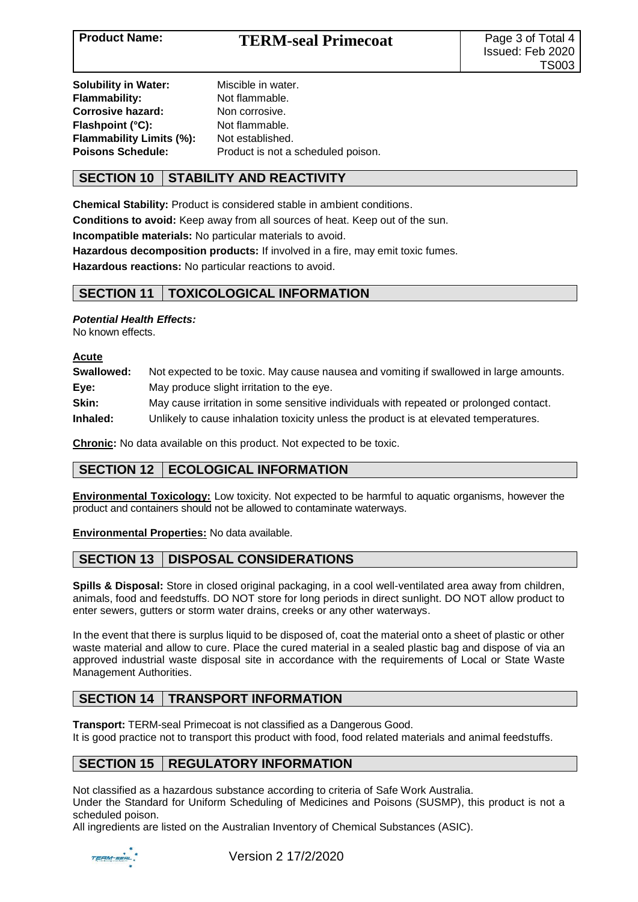| | |
|---|---|
| **Solubility in Water:** | Miscible in water. |
| **Flammability:** | Not flammable. |
| **Corrosive hazard:** | Non corrosive. |
| **Flashpoint (°C):** | Not flammable. |
| **Flammability Limits (%):** | Not established. |
| **Poisons Schedule:** | Product is not a scheduled poison. |

## SECTION 10 STABILITY AND REACTIVITY

**Chemical Stability:** Product is considered stable in ambient conditions.

**Conditions to avoid:** Keep away from all sources of heat. Keep out of the sun.

**Incompatible materials:** No particular materials to avoid.

**Hazardous decomposition products:** If involved in a fire, may emit toxic fumes.

**Hazardous reactions:** No particular reactions to avoid.

## SECTION 11 TOXICOLOGICAL INFORMATION

***Potential Health Effects:***
No known effects.

**Acute**

| | |
|---|---|
| **Swallowed:** | Not expected to be toxic. May cause nausea and vomiting if swallowed in large amounts. |
| **Eye:** | May produce slight irritation to the eye. |
| **Skin:** | May cause irritation in some sensitive individuals with repeated or prolonged contact. |
| **Inhaled:** | Unlikely to cause inhalation toxicity unless the product is at elevated temperatures. |

**Chronic:** No data available on this product. Not expected to be toxic.

## SECTION 12 ECOLOGICAL INFORMATION

**Environmental Toxicology:** Low toxicity. Not expected to be harmful to aquatic organisms, however the product and containers should not be allowed to contaminate waterways.

**Environmental Properties:** No data available.

## SECTION 13 DISPOSAL CONSIDERATIONS

**Spills & Disposal:** Store in closed original packaging, in a cool well-ventilated area away from children, animals, food and feedstuffs. DO NOT store for long periods in direct sunlight. DO NOT allow product to enter sewers, gutters or storm water drains, creeks or any other waterways.

In the event that there is surplus liquid to be disposed of, coat the material onto a sheet of plastic or other waste material and allow to cure. Place the cured material in a sealed plastic bag and dispose of via an approved industrial waste disposal site in accordance with the requirements of Local or State Waste Management Authorities.

## SECTION 14 TRANSPORT INFORMATION

**Transport:** TERM-seal Primecoat is not classified as a Dangerous Good.
It is good practice not to transport this product with food, food related materials and animal feedstuffs.

## SECTION 15 REGULATORY INFORMATION

Not classified as a hazardous substance according to criteria of Safe Work Australia.
Under the Standard for Uniform Scheduling of Medicines and Poisons (SUSMP), this product is not a scheduled poison.
All ingredients are listed on the Australian Inventory of Chemical Substances (ASIC).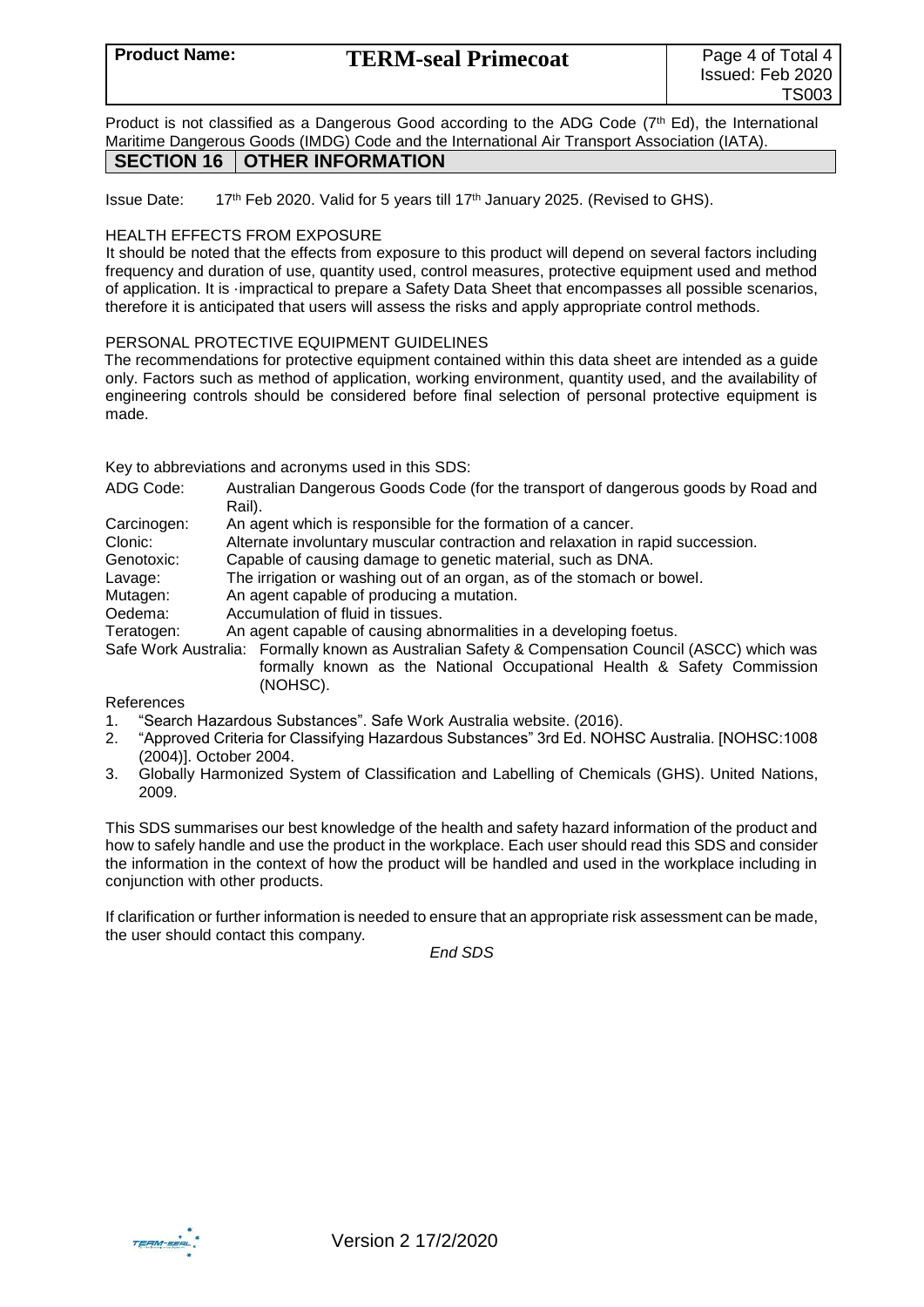Product is not classified as a Dangerous Good according to the ADG Code (7th Ed), the International Maritime Dangerous Goods (IMDG) Code and the International Air Transport Association (IATA).

## SECTION 16 OTHER INFORMATION

Issue Date: 17th Feb 2020. Valid for 5 years till 17th January 2025. (Revised to GHS).

HEALTH EFFECTS FROM EXPOSURE

It should be noted that the effects from exposure to this product will depend on several factors including frequency and duration of use, quantity used, control measures, protective equipment used and method of application. It is ·impractical to prepare a Safety Data Sheet that encompasses all possible scenarios, therefore it is anticipated that users will assess the risks and apply appropriate control methods.

PERSONAL PROTECTIVE EQUIPMENT GUIDELINES

The recommendations for protective equipment contained within this data sheet are intended as a guide only. Factors such as method of application, working environment, quantity used, and the availability of engineering controls should be considered before final selection of personal protective equipment is made.

Key to abbreviations and acronyms used in this SDS:

| | |
|---|---|
| ADG Code: | Australian Dangerous Goods Code (for the transport of dangerous goods by Road and Rail). |
| Carcinogen: | An agent which is responsible for the formation of a cancer. |
| Clonic: | Alternate involuntary muscular contraction and relaxation in rapid succession. |
| Genotoxic: | Capable of causing damage to genetic material, such as DNA. |
| Lavage: | The irrigation or washing out of an organ, as of the stomach or bowel. |
| Mutagen: | An agent capable of producing a mutation. |
| Oedema: | Accumulation of fluid in tissues. |
| Teratogen: | An agent capable of causing abnormalities in a developing foetus. |
| Safe Work Australia: | Formally known as Australian Safety & Compensation Council (ASCC) which was formally known as the National Occupational Health & Safety Commission (NOHSC). |

References

1. "Search Hazardous Substances". Safe Work Australia website. (2016).
2. "Approved Criteria for Classifying Hazardous Substances" 3rd Ed. NOHSC Australia. [NOHSC:1008 (2004)]. October 2004.
3. Globally Harmonized System of Classification and Labelling of Chemicals (GHS). United Nations, 2009.

This SDS summarises our best knowledge of the health and safety hazard information of the product and how to safely handle and use the product in the workplace. Each user should read this SDS and consider the information in the context of how the product will be handled and used in the workplace including in conjunction with other products.

If clarification or further information is needed to ensure that an appropriate risk assessment can be made, the user should contact this company.

*End SDS*